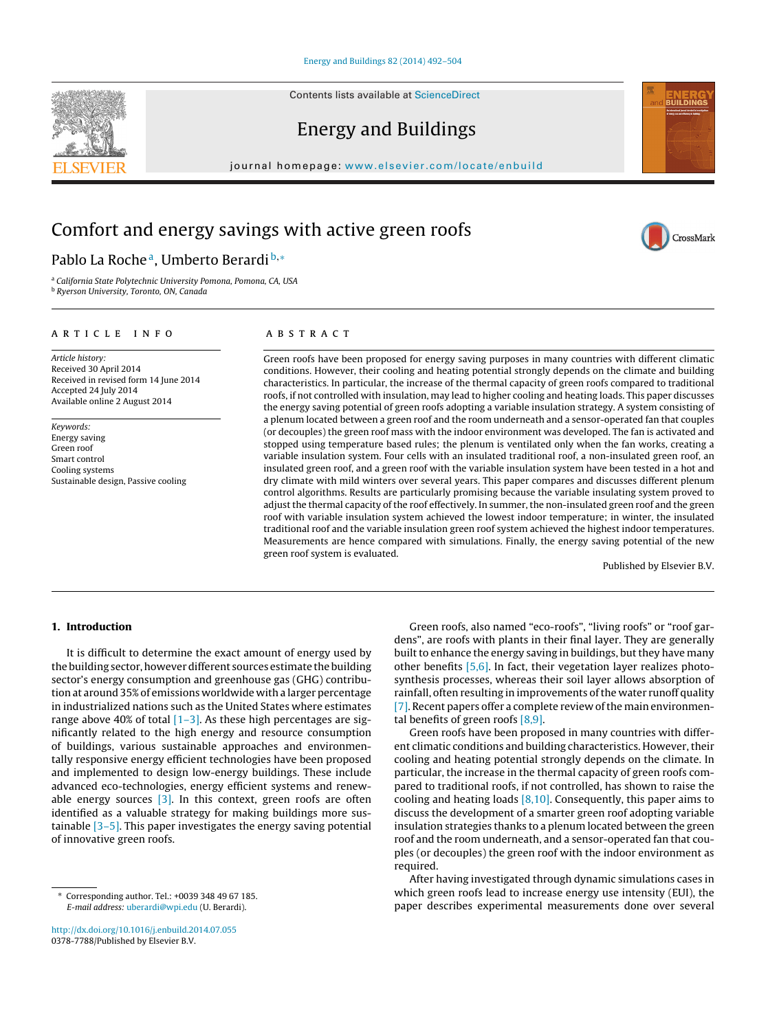Contents lists available at ScienceDirect

# Energy and Buildings

journal homepage: www.elsevier.com/locate/enbuild

# Comfort and energy savings with active green roofs

Pablo La Roche [a], Umberto Berardi [b,*]

[a] California State Polytechnic University Pomona, Pomona, CA, USA
[b] Ryerson University, Toronto, ON, Canada

## ARTICLE INFO

*Article history:*
Received 30 April 2014
Received in revised form 14 June 2014
Accepted 24 July 2014
Available online 2 August 2014

*Keywords:*
Energy saving
Green roof
Smart control
Cooling systems
Sustainable design, Passive cooling

## ABSTRACT

Green roofs have been proposed for energy saving purposes in many countries with different climatic conditions. However, their cooling and heating potential strongly depends on the climate and building characteristics. In particular, the increase of the thermal capacity of green roofs compared to traditional roofs, if not controlled with insulation, may lead to higher cooling and heating loads. This paper discusses the energy saving potential of green roofs adopting a variable insulation strategy. A system consisting of a plenum located between a green roof and the room underneath and a sensor-operated fan that couples (or decouples) the green roof mass with the indoor environment was developed. The fan is activated and stopped using temperature based rules; the plenum is ventilated only when the fan works, creating a variable insulation system. Four cells with an insulated traditional roof, a non-insulated green roof, an insulated green roof, and a green roof with the variable insulation system have been tested in a hot and dry climate with mild winters over several years. This paper compares and discusses different plenum control algorithms. Results are particularly promising because the variable insulating system proved to adjust the thermal capacity of the roof effectively. In summer, the non-insulated green roof and the green roof with variable insulation system achieved the lowest indoor temperature; in winter, the insulated traditional roof and the variable insulation green roof system achieved the highest indoor temperatures. Measurements are hence compared with simulations. Finally, the energy saving potential of the new green roof system is evaluated.

Published by Elsevier B.V.

## 1. Introduction

It is difficult to determine the exact amount of energy used by the building sector, however different sources estimate the building sector's energy consumption and greenhouse gas (GHG) contribution at around 35% of emissions worldwide with a larger percentage in industrialized nations such as the United States where estimates range above 40% of total [1–3]. As these high percentages are significantly related to the high energy and resource consumption of buildings, various sustainable approaches and environmentally responsive energy efficient technologies have been proposed and implemented to design low-energy buildings. These include advanced eco-technologies, energy efficient systems and renewable energy sources [3]. In this context, green roofs are often identified as a valuable strategy for making buildings more sustainable [3–5]. This paper investigates the energy saving potential of innovative green roofs.

Green roofs, also named "eco-roofs", "living roofs" or "roof gardens", are roofs with plants in their final layer. They are generally built to enhance the energy saving in buildings, but they have many other benefits [5,6]. In fact, their vegetation layer realizes photosynthesis processes, whereas their soil layer allows absorption of rainfall, often resulting in improvements of the water runoff quality [7]. Recent papers offer a complete review of the main environmental benefits of green roofs [8,9].

Green roofs have been proposed in many countries with different climatic conditions and building characteristics. However, their cooling and heating potential strongly depends on the climate. In particular, the increase in the thermal capacity of green roofs compared to traditional roofs, if not controlled, has shown to raise the cooling and heating loads [8,10]. Consequently, this paper aims to discuss the development of a smarter green roof adopting variable insulation strategies thanks to a plenum located between the green roof and the room underneath, and a sensor-operated fan that couples (or decouples) the green roof with the indoor environment as required.

After having investigated through dynamic simulations cases in which green roofs lead to increase energy use intensity (EUI), the paper describes experimental measurements done over several

* Corresponding author. Tel.: +0039 348 49 67 185.
*E-mail address:* uberardi@wpi.edu (U. Berardi).

http://dx.doi.org/10.1016/j.enbuild.2014.07.055
0378-7788/Published by Elsevier B.V.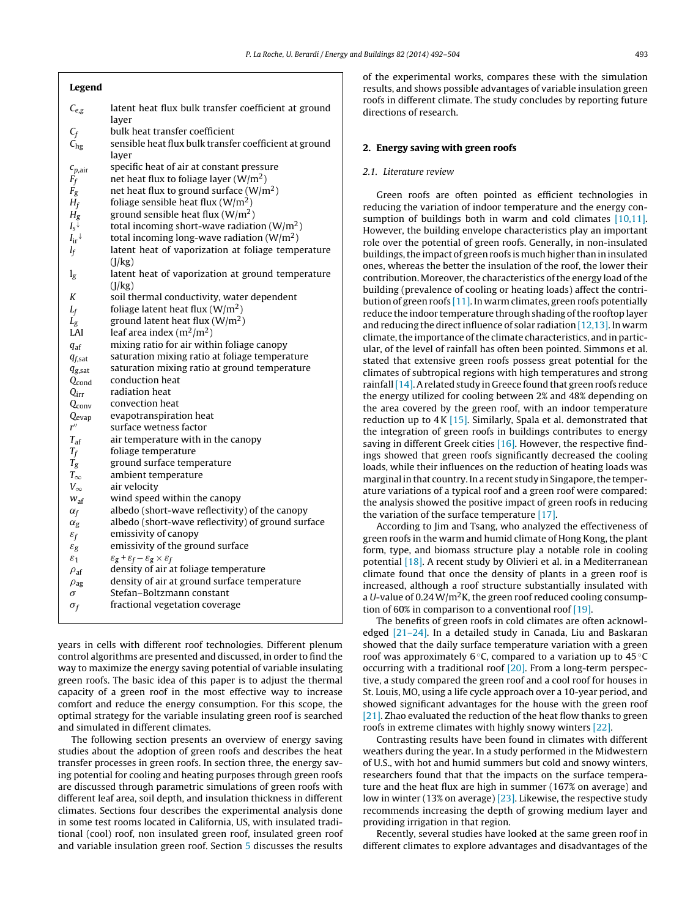## Legend

| | |
|---|---|
| $C_{e,g}$ | latent heat flux bulk transfer coefficient at ground layer |
| $C_f$ | bulk heat transfer coefficient |
| $C_{hg}$ | sensible heat flux bulk transfer coefficient at ground layer |
| $c_{p,air}$ | specific heat of air at constant pressure |
| $F_f$ | net heat flux to foliage layer (W/m$^2$) |
| $F_g$ | net heat flux to ground surface (W/m$^2$) |
| $H_f$ | foliage sensible heat flux (W/m$^2$) |
| $H_g$ | ground sensible heat flux (W/m$^2$) |
| $I_s{\downarrow}$ | total incoming short-wave radiation (W/m$^2$) |
| $I_{ir}{\downarrow}$ | total incoming long-wave radiation (W/m$^2$) |
| $l_f$ | latent heat of vaporization at foliage temperature (J/kg) |
| $l_g$ | latent heat of vaporization at ground temperature (J/kg) |
| $K$ | soil thermal conductivity, water dependent |
| $L_f$ | foliage latent heat flux (W/m$^2$) |
| $L_g$ | ground latent heat flux (W/m$^2$) |
| LAI | leaf area index (m$^2$/m$^2$) |
| $q_{af}$ | mixing ratio for air within foliage canopy |
| $q_{f,sat}$ | saturation mixing ratio at foliage temperature |
| $q_{g,sat}$ | saturation mixing ratio at ground temperature |
| $Q_{cond}$ | conduction heat |
| $Q_{irr}$ | radiation heat |
| $Q_{conv}$ | convection heat |
| $Q_{evap}$ | evapotranspiration heat |
| $r''$ | surface wetness factor |
| $T_{af}$ | air temperature with in the canopy |
| $T_f$ | foliage temperature |
| $T_g$ | ground surface temperature |
| $T_\infty$ | ambient temperature |
| $V_\infty$ | air velocity |
| $w_{af}$ | wind speed within the canopy |
| $\alpha_f$ | albedo (short-wave reflectivity) of the canopy |
| $\alpha_g$ | albedo (short-wave reflectivity) of ground surface |
| $\varepsilon_f$ | emissivity of canopy |
| $\varepsilon_g$ | emissivity of the ground surface |
| $\varepsilon_1$ | $\varepsilon_g + \varepsilon_f - \varepsilon_g \times \varepsilon_f$ |
| $\rho_{af}$ | density of air at foliage temperature |
| $\rho_{ag}$ | density of air at ground surface temperature |
| $\sigma$ | Stefan–Boltzmann constant |
| $\sigma_f$ | fractional vegetation coverage |

years in cells with different roof technologies. Different plenum control algorithms are presented and discussed, in order to find the way to maximize the energy saving potential of variable insulating green roofs. The basic idea of this paper is to adjust the thermal capacity of a green roof in the most effective way to increase comfort and reduce the energy consumption. For this scope, the optimal strategy for the variable insulating green roof is searched and simulated in different climates.

The following section presents an overview of energy saving studies about the adoption of green roofs and describes the heat transfer processes in green roofs. In section three, the energy saving potential for cooling and heating purposes through green roofs are discussed through parametric simulations of green roofs with different leaf area, soil depth, and insulation thickness in different climates. Sections four describes the experimental analysis done in some test rooms located in California, US, with insulated traditional (cool) roof, non insulated green roof, insulated green roof and variable insulation green roof. Section 5 discusses the results of the experimental works, compares these with the simulation results, and shows possible advantages of variable insulation green roofs in different climate. The study concludes by reporting future directions of research.

## 2. Energy saving with green roofs

### 2.1. Literature review

Green roofs are often pointed as efficient technologies in reducing the variation of indoor temperature and the energy consumption of buildings both in warm and cold climates [10,11]. However, the building envelope characteristics play an important role over the potential of green roofs. Generally, in non-insulated buildings, the impact of green roofs is much higher than in insulated ones, whereas the better the insulation of the roof, the lower their contribution. Moreover, the characteristics of the energy load of the building (prevalence of cooling or heating loads) affect the contribution of green roofs [11]. In warm climates, green roofs potentially reduce the indoor temperature through shading of the rooftop layer and reducing the direct influence of solar radiation [12,13]. In warm climate, the importance of the climate characteristics, and in particular, of the level of rainfall has often been pointed. Simmons et al. stated that extensive green roofs possess great potential for the climates of subtropical regions with high temperatures and strong rainfall [14]. A related study in Greece found that green roofs reduce the energy utilized for cooling between 2% and 48% depending on the area covered by the green roof, with an indoor temperature reduction up to 4 K [15]. Similarly, Spala et al. demonstrated that the integration of green roofs in buildings contributes to energy saving in different Greek cities [16]. However, the respective findings showed that green roofs significantly decreased the cooling loads, while their influences on the reduction of heating loads was marginal in that country. In a recent study in Singapore, the temperature variations of a typical roof and a green roof were compared: the analysis showed the positive impact of green roofs in reducing the variation of the surface temperature [17].

According to Jim and Tsang, who analyzed the effectiveness of green roofs in the warm and humid climate of Hong Kong, the plant form, type, and biomass structure play a notable role in cooling potential [18]. A recent study by Olivieri et al. in a Mediterranean climate found that once the density of plants in a green roof is increased, although a roof structure substantially insulated with a $U$-value of 0.24 W/m$^2$K, the green roof reduced cooling consumption of 60% in comparison to a conventional roof [19].

The benefits of green roofs in cold climates are often acknowledged [21–24]. In a detailed study in Canada, Liu and Baskaran showed that the daily surface temperature variation with a green roof was approximately 6 °C, compared to a variation up to 45 °C occurring with a traditional roof [20]. From a long-term perspective, a study compared the green roof and a cool roof for houses in St. Louis, MO, using a life cycle approach over a 10-year period, and showed significant advantages for the house with the green roof [21]. Zhao evaluated the reduction of the heat flow thanks to green roofs in extreme climates with highly snowy winters [22].

Contrasting results have been found in climates with different weathers during the year. In a study performed in the Midwestern of U.S., with hot and humid summers but cold and snowy winters, researchers found that that the impacts on the surface temperature and the heat flux are high in summer (167% on average) and low in winter (13% on average) [23]. Likewise, the respective study recommends increasing the depth of growing medium layer and providing irrigation in that region.

Recently, several studies have looked at the same green roof in different climates to explore advantages and disadvantages of the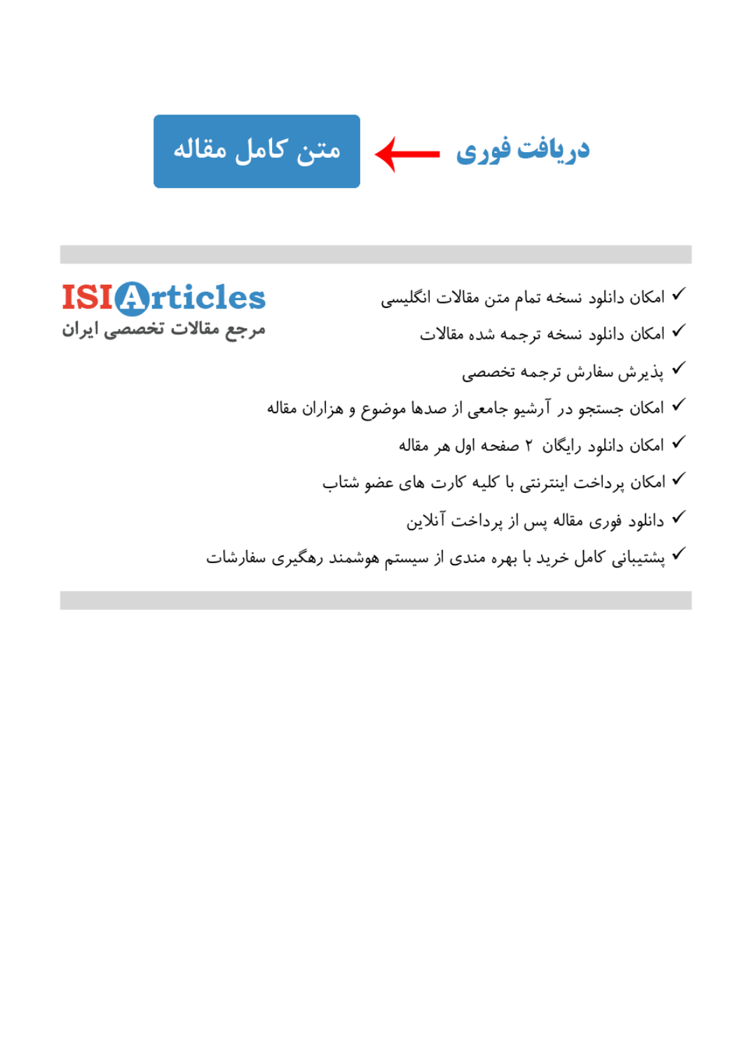دریافت فوری ← متن کامل مقاله

**ISIArticles**
مرجع مقالات تخصصی ایران

- ✓ امکان دانلود نسخه تمام متن مقالات انگلیسی
- ✓ امکان دانلود نسخه ترجمه شده مقالات
- ✓ پذیرش سفارش ترجمه تخصصی
- ✓ امکان جستجو در آرشیو جامعی از صدها موضوع و هزاران مقاله
- ✓ امکان دانلود رایگان ۲ صفحه اول هر مقاله
- ✓ امکان پرداخت اینترنتی با کلیه کارت های عضو شتاب
- ✓ دانلود فوری مقاله پس از پرداخت آنلاین
- ✓ پشتیبانی کامل خرید با بهره مندی از سیستم هوشمند رهگیری سفارشات